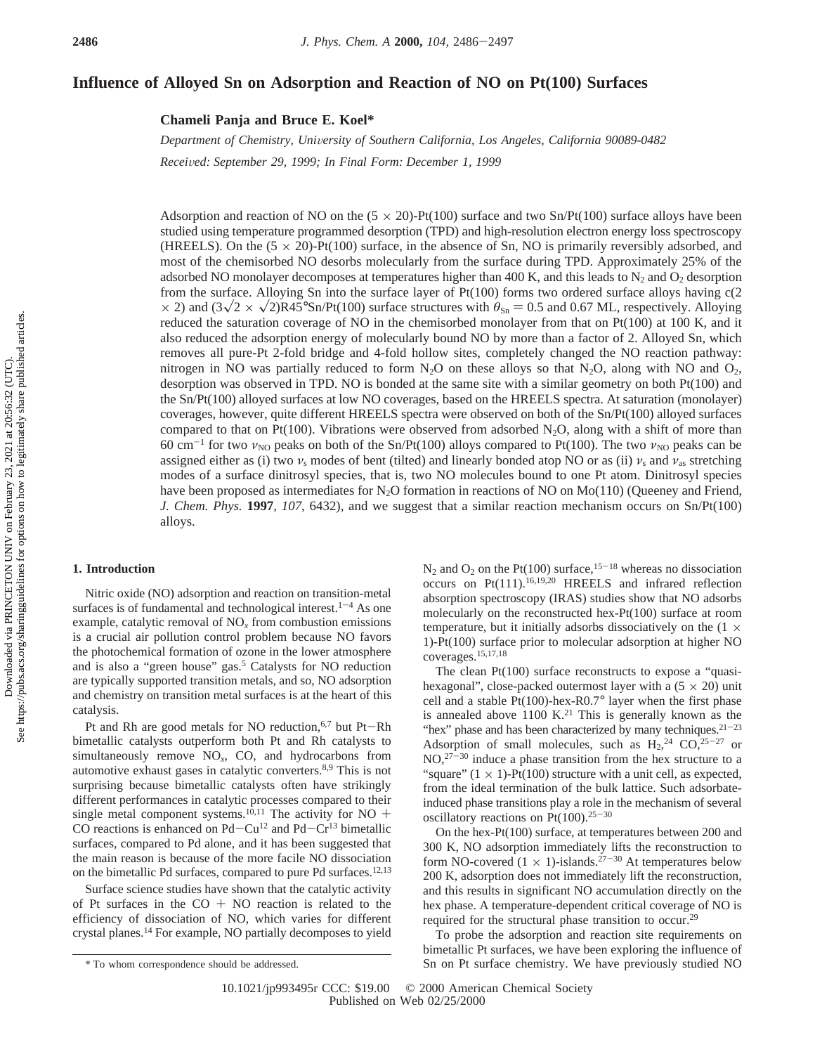# Influence of Alloyed Sn on Adsorption and Reaction of NO on Pt(100) Surfaces

**Chameli Panja and Bruce E. Koel***

*Department of Chemistry, University of Southern California, Los Angeles, California 90089-0482*

*Received: September 29, 1999; In Final Form: December 1, 1999*

Adsorption and reaction of NO on the (5 × 20)-Pt(100) surface and two Sn/Pt(100) surface alloys have been studied using temperature programmed desorption (TPD) and high-resolution electron energy loss spectroscopy (HREELS). On the (5 × 20)-Pt(100) surface, in the absence of Sn, NO is primarily reversibly adsorbed, and most of the chemisorbed NO desorbs molecularly from the surface during TPD. Approximately 25% of the adsorbed NO monolayer decomposes at temperatures higher than 400 K, and this leads to $N_2$ and $O_2$ desorption from the surface. Alloying Sn into the surface layer of Pt(100) forms two ordered surface alloys having c(2 × 2) and $(3\sqrt{2} \times \sqrt{2})$R45°Sn/Pt(100) surface structures with $\theta_{Sn} = 0.5$ and 0.67 ML, respectively. Alloying reduced the saturation coverage of NO in the chemisorbed monolayer from that on Pt(100) at 100 K, and it also reduced the adsorption energy of molecularly bound NO by more than a factor of 2. Alloyed Sn, which removes all pure-Pt 2-fold bridge and 4-fold hollow sites, completely changed the NO reaction pathway: nitrogen in NO was partially reduced to form $N_2O$ on these alloys so that $N_2O$, along with NO and $O_2$, desorption was observed in TPD. NO is bonded at the same site with a similar geometry on both Pt(100) and the Sn/Pt(100) alloyed surfaces at low NO coverages, based on the HREELS spectra. At saturation (monolayer) coverages, however, quite different HREELS spectra were observed on both of the Sn/Pt(100) alloyed surfaces compared to that on Pt(100). Vibrations were observed from adsorbed $N_2O$, along with a shift of more than 60 cm$^{-1}$ for two $\nu_{NO}$ peaks on both of the Sn/Pt(100) alloys compared to Pt(100). The two $\nu_{NO}$ peaks can be assigned either as (i) two $\nu_s$ modes of bent (tilted) and linearly bonded atop NO or as (ii) $\nu_s$ and $\nu_{as}$ stretching modes of a surface dinitrosyl species, that is, two NO molecules bound to one Pt atom. Dinitrosyl species have been proposed as intermediates for $N_2O$ formation in reactions of NO on Mo(110) (Queeney and Friend, *J. Chem. Phys.* **1997**, *107*, 6432), and we suggest that a similar reaction mechanism occurs on Sn/Pt(100) alloys.

## 1. Introduction

Nitric oxide (NO) adsorption and reaction on transition-metal surfaces is of fundamental and technological interest.[1-4] As one example, catalytic removal of $NO_x$ from combustion emissions is a crucial air pollution control problem because NO favors the photochemical formation of ozone in the lower atmosphere and is also a "green house" gas.[5] Catalysts for NO reduction are typically supported transition metals, and so, NO adsorption and chemistry on transition metal surfaces is at the heart of this catalysis.

Pt and Rh are good metals for NO reduction,[6,7] but Pt–Rh bimetallic catalysts outperform both Pt and Rh catalysts to simultaneously remove $NO_x$, CO, and hydrocarbons from automotive exhaust gases in catalytic converters.[8,9] This is not surprising because bimetallic catalysts often have strikingly different performances in catalytic processes compared to their single metal component systems.[10,11] The activity for NO + CO reactions is enhanced on Pd–Cu[12] and Pd–Cr[13] bimetallic surfaces, compared to Pd alone, and it has been suggested that the main reason is because of the more facile NO dissociation on the bimetallic Pd surfaces, compared to pure Pd surfaces.[12,13]

Surface science studies have shown that the catalytic activity of Pt surfaces in the CO + NO reaction is related to the efficiency of dissociation of NO, which varies for different crystal planes.[14] For example, NO partially decomposes to yield $N_2$ and $O_2$ on the Pt(100) surface,[15-18] whereas no dissociation occurs on Pt(111).[16,19,20] HREELS and infrared reflection absorption spectroscopy (IRAS) studies show that NO adsorbs molecularly on the reconstructed hex-Pt(100) surface at room temperature, but it initially adsorbs dissociatively on the (1 × 1)-Pt(100) surface prior to molecular adsorption at higher NO coverages.[15,17,18]

The clean Pt(100) surface reconstructs to expose a "quasi-hexagonal", close-packed outermost layer with a (5 × 20) unit cell and a stable Pt(100)-hex-R0.7° layer when the first phase is annealed above 1100 K.[21] This is generally known as the "hex" phase and has been characterized by many techniques.[21-23] Adsorption of small molecules, such as $H_2$,[24] CO,[25-27] or NO,[27-30] induce a phase transition from the hex structure to a "square" (1 × 1)-Pt(100) structure with a unit cell, as expected, from the ideal termination of the bulk lattice. Such adsorbate-induced phase transitions play a role in the mechanism of several oscillatory reactions on Pt(100).[25-30]

On the hex-Pt(100) surface, at temperatures between 200 and 300 K, NO adsorption immediately lifts the reconstruction to form NO-covered (1 × 1)-islands.[27-30] At temperatures below 200 K, adsorption does not immediately lift the reconstruction, and this results in significant NO accumulation directly on the hex phase. A temperature-dependent critical coverage of NO is required for the structural phase transition to occur.[29]

To probe the adsorption and reaction site requirements on bimetallic Pt surfaces, we have been exploring the influence of Sn on Pt surface chemistry. We have previously studied NO

\* To whom correspondence should be addressed.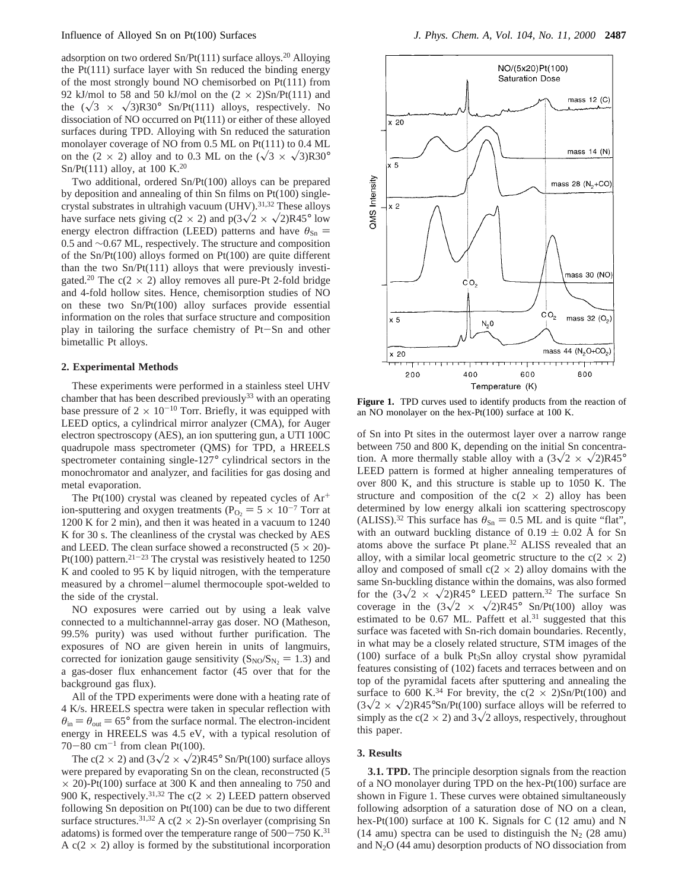adsorption on two ordered Sn/Pt(111) surface alloys.[20] Alloying the Pt(111) surface layer with Sn reduced the binding energy of the most strongly bound NO chemisorbed on Pt(111) from 92 kJ/mol to 58 and 50 kJ/mol on the $(2 \times 2)$Sn/Pt(111) and the $(\sqrt{3} \times \sqrt{3})$R30° Sn/Pt(111) alloys, respectively. No dissociation of NO occurred on Pt(111) or either of these alloyed surfaces during TPD. Alloying with Sn reduced the saturation monolayer coverage of NO from 0.5 ML on Pt(111) to 0.4 ML on the $(2 \times 2)$ alloy and to 0.3 ML on the $(\sqrt{3} \times \sqrt{3})$R30° Sn/Pt(111) alloy, at 100 K.[20]

Two additional, ordered Sn/Pt(100) alloys can be prepared by deposition and annealing of thin Sn films on Pt(100) single-crystal substrates in ultrahigh vacuum (UHV).[31,32] These alloys have surface nets giving $c(2 \times 2)$ and $p(3\sqrt{2} \times \sqrt{2})$R45° low energy electron diffraction (LEED) patterns and have $\theta_{Sn} =$ 0.5 and ~0.67 ML, respectively. The structure and composition of the Sn/Pt(100) alloys formed on Pt(100) are quite different than the two Sn/Pt(111) alloys that were previously investigated.[20] The $c(2 \times 2)$ alloy removes all pure-Pt 2-fold bridge and 4-fold hollow sites. Hence, chemisorption studies of NO on these two Sn/Pt(100) alloy surfaces provide essential information on the roles that surface structure and composition play in tailoring the surface chemistry of Pt–Sn and other bimetallic Pt alloys.

## 2. Experimental Methods

These experiments were performed in a stainless steel UHV chamber that has been described previously[33] with an operating base pressure of $2 \times 10^{-10}$ Torr. Briefly, it was equipped with LEED optics, a cylindrical mirror analyzer (CMA), for Auger electron spectroscopy (AES), an ion sputtering gun, a UTI 100C quadrupole mass spectrometer (QMS) for TPD, a HREELS spectrometer containing single-127° cylindrical sectors in the monochromator and analyzer, and facilities for gas dosing and metal evaporation.

The Pt(100) crystal was cleaned by repeated cycles of $Ar^+$ ion-sputtering and oxygen treatments ($P_{O_2} = 5 \times 10^{-7}$ Torr at 1200 K for 2 min), and then it was heated in a vacuum to 1240 K for 30 s. The cleanliness of the crystal was checked by AES and LEED. The clean surface showed a reconstructed $(5 \times 20)$-Pt(100) pattern.[21-23] The crystal was resistively heated to 1250 K and cooled to 95 K by liquid nitrogen, with the temperature measured by a chromel–alumel thermocouple spot-welded to the side of the crystal.

NO exposures were carried out by using a leak valve connected to a multichannnel-array gas doser. NO (Matheson, 99.5% purity) was used without further purification. The exposures of NO are given herein in units of langmuirs, corrected for ionization gauge sensitivity ($S_{NO}/S_{N_2} = 1.3$) and a gas-doser flux enhancement factor (45 over that for the background gas flux).

All of the TPD experiments were done with a heating rate of 4 K/s. HREELS spectra were taken in specular reflection with $\theta_{in} = \theta_{out} = 65°$ from the surface normal. The electron-incident energy in HREELS was 4.5 eV, with a typical resolution of 70–80 cm$^{-1}$ from clean Pt(100).

The $c(2 \times 2)$ and $(3\sqrt{2} \times \sqrt{2})$R45° Sn/Pt(100) surface alloys were prepared by evaporating Sn on the clean, reconstructed $(5 \times 20)$-Pt(100) surface at 300 K and then annealing to 750 and 900 K, respectively.[31,32] The $c(2 \times 2)$ LEED pattern observed following Sn deposition on Pt(100) can be due to two different surface structures.[31,32] A $c(2 \times 2)$-Sn overlayer (comprising Sn adatoms) is formed over the temperature range of 500–750 K.[31] A $c(2 \times 2)$ alloy is formed by the substitutional incorporation of Sn into Pt sites in the outermost layer over a narrow range between 750 and 800 K, depending on the initial Sn concentration. A more thermally stable alloy with a $(3\sqrt{2} \times \sqrt{2})$R45° LEED pattern is formed at higher annealing temperatures of over 800 K, and this structure is stable up to 1050 K. The structure and composition of the $c(2 \times 2)$ alloy has been determined by low energy alkali ion scattering spectroscopy (ALISS).[32] This surface has $\theta_{Sn} = 0.5$ ML and is quite "flat", with an outward buckling distance of 0.19 ± 0.02 Å for Sn atoms above the surface Pt plane.[32] ALISS revealed that an alloy, with a similar local geometric structure to the $c(2 \times 2)$ alloy and composed of small $c(2 \times 2)$ alloy domains with the same Sn-buckling distance within the domains, was also formed for the $(3\sqrt{2} \times \sqrt{2})$R45° LEED pattern.[32] The surface Sn coverage in the $(3\sqrt{2} \times \sqrt{2})$R45° Sn/Pt(100) alloy was estimated to be 0.67 ML. Paffett et al.[31] suggested that this surface was faceted with Sn-rich domain boundaries. Recently, in what may be a closely related structure, STM images of the (100) surface of a bulk $Pt_3Sn$ alloy crystal show pyramidal features consisting of (102) facets and terraces between and on top of the pyramidal facets after sputtering and annealing the surface to 600 K.[34] For brevity, the $c(2 \times 2)$Sn/Pt(100) and $(3\sqrt{2} \times \sqrt{2})$R45°Sn/Pt(100) surface alloys will be referred to simply as the $c(2 \times 2)$ and $3\sqrt{2}$ alloys, respectively, throughout this paper.

## 3. Results

**3.1. TPD.** The principle desorption signals from the reaction of a NO monolayer during TPD on the hex-Pt(100) surface are shown in Figure 1. These curves were obtained simultaneously following adsorption of a saturation dose of NO on a clean, hex-Pt(100) surface at 100 K. Signals for C (12 amu) and N (14 amu) spectra can be used to distinguish the $N_2$ (28 amu) and $N_2O$ (44 amu) desorption products of NO dissociation from

**Figure 1.** TPD curves used to identify products from the reaction of an NO monolayer on the hex-Pt(100) surface at 100 K.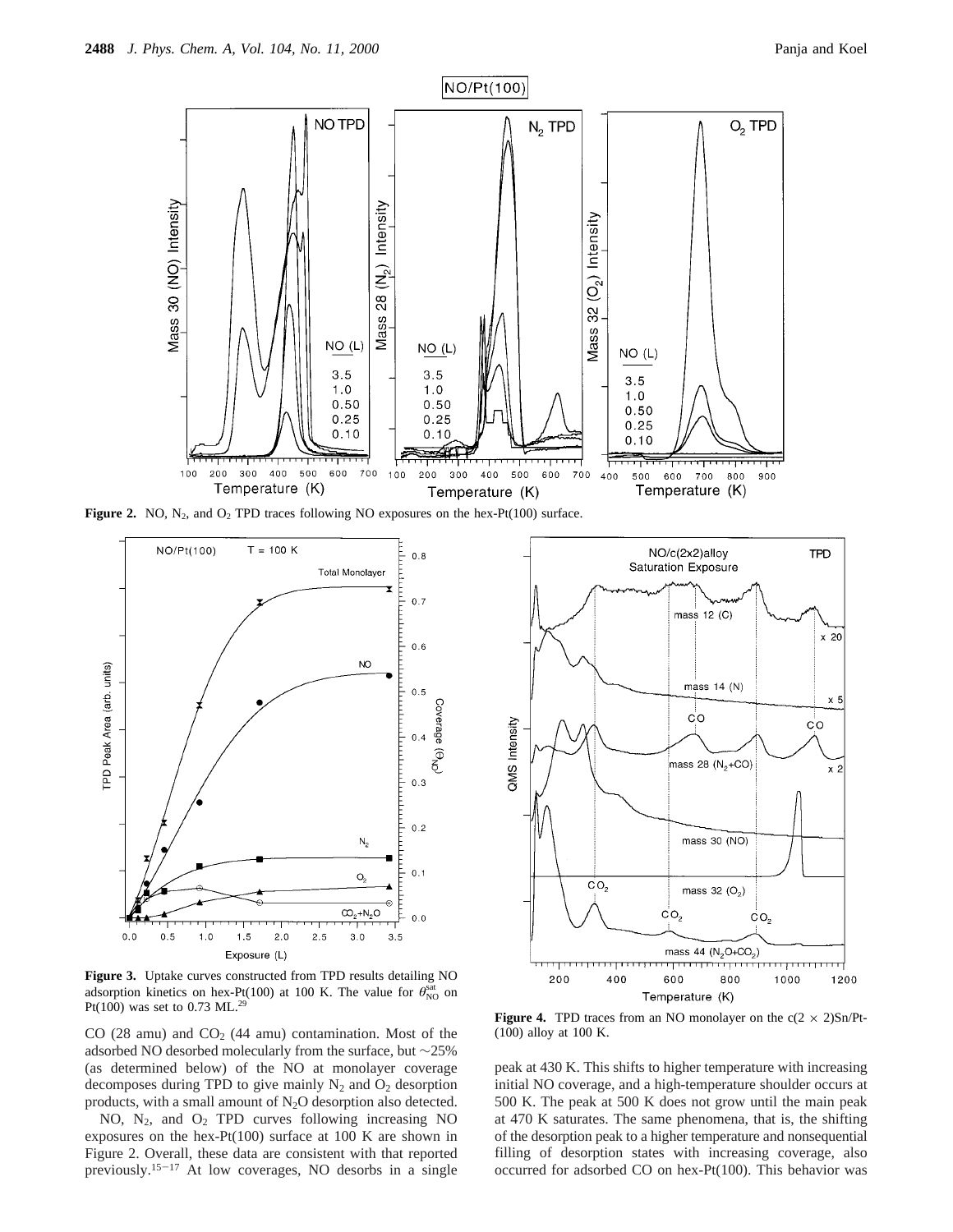**Figure 2.** NO, $N_2$, and $O_2$ TPD traces following NO exposures on the hex-Pt(100) surface.

**Figure 3.** Uptake curves constructed from TPD results detailing NO adsorption kinetics on hex-Pt(100) at 100 K. The value for $\theta_{NO}^{sat}$ on Pt(100) was set to 0.73 ML.[29]

**Figure 4.** TPD traces from an NO monolayer on the c(2 × 2)Sn/Pt-(100) alloy at 100 K.

CO (28 amu) and $CO_2$ (44 amu) contamination. Most of the adsorbed NO desorbed molecularly from the surface, but ~25% (as determined below) of the NO at monolayer coverage decomposes during TPD to give mainly $N_2$ and $O_2$ desorption products, with a small amount of $N_2O$ desorption also detected.

NO, $N_2$, and $O_2$ TPD curves following increasing NO exposures on the hex-Pt(100) surface at 100 K are shown in Figure 2. Overall, these data are consistent with that reported previously.[15-17] At low coverages, NO desorbs in a single peak at 430 K. This shifts to higher temperature with increasing initial NO coverage, and a high-temperature shoulder occurs at 500 K. The peak at 500 K does not grow until the main peak at 470 K saturates. The same phenomena, that is, the shifting of the desorption peak to a higher temperature and nonsequential filling of desorption states with increasing coverage, also occurred for adsorbed CO on hex-Pt(100). This behavior was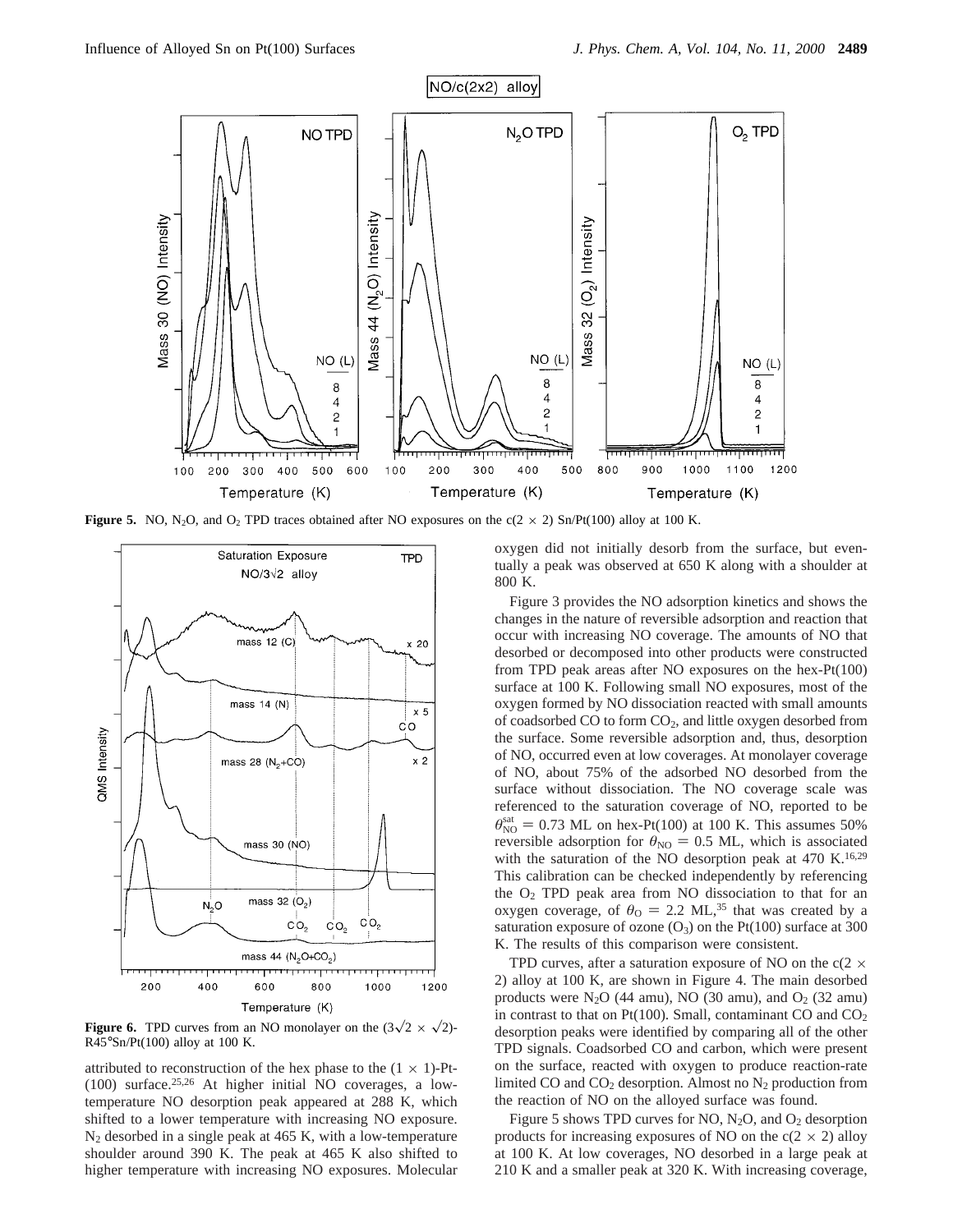**Figure 5.** NO, $N_2O$, and $O_2$ TPD traces obtained after NO exposures on the c(2 × 2) Sn/Pt(100) alloy at 100 K.

**Figure 6.** TPD curves from an NO monolayer on the ($3\sqrt{2} \times \sqrt{2}$)-R45°Sn/Pt(100) alloy at 100 K.

attributed to reconstruction of the hex phase to the (1 × 1)-Pt-(100) surface.[25,26] At higher initial NO coverages, a low-temperature NO desorption peak appeared at 288 K, which shifted to a lower temperature with increasing NO exposure. $N_2$ desorbed in a single peak at 465 K, with a low-temperature shoulder around 390 K. The peak at 465 K also shifted to higher temperature with increasing NO exposures. Molecular oxygen did not initially desorb from the surface, but eventually a peak was observed at 650 K along with a shoulder at 800 K.

Figure 3 provides the NO adsorption kinetics and shows the changes in the nature of reversible adsorption and reaction that occur with increasing NO coverage. The amounts of NO that desorbed or decomposed into other products were constructed from TPD peak areas after NO exposures on the hex-Pt(100) surface at 100 K. Following small NO exposures, most of the oxygen formed by NO dissociation reacted with small amounts of coadsorbed CO to form $CO_2$, and little oxygen desorbed from the surface. Some reversible adsorption and, thus, desorption of NO, occurred even at low coverages. At monolayer coverage of NO, about 75% of the adsorbed NO desorbed from the surface without dissociation. The NO coverage scale was referenced to the saturation coverage of NO, reported to be $\theta_{NO}^{sat} = 0.73$ ML on hex-Pt(100) at 100 K. This assumes 50% reversible adsorption for $\theta_{NO} = 0.5$ ML, which is associated with the saturation of the NO desorption peak at 470 K.[16,29] This calibration can be checked independently by referencing the $O_2$ TPD peak area from NO dissociation to that for an oxygen coverage, of $\theta_O = 2.2$ ML,[35] that was created by a saturation exposure of ozone ($O_3$) on the Pt(100) surface at 300 K. The results of this comparison were consistent.

TPD curves, after a saturation exposure of NO on the c(2 × 2) alloy at 100 K, are shown in Figure 4. The main desorbed products were $N_2O$ (44 amu), NO (30 amu), and $O_2$ (32 amu) in contrast to that on Pt(100). Small, contaminant CO and $CO_2$ desorption peaks were identified by comparing all of the other TPD signals. Coadsorbed CO and carbon, which were present on the surface, reacted with oxygen to produce reaction-rate limited CO and $CO_2$ desorption. Almost no $N_2$ production from the reaction of NO on the alloyed surface was found.

Figure 5 shows TPD curves for NO, $N_2O$, and $O_2$ desorption products for increasing exposures of NO on the c(2 × 2) alloy at 100 K. At low coverages, NO desorbed in a large peak at 210 K and a smaller peak at 320 K. With increasing coverage,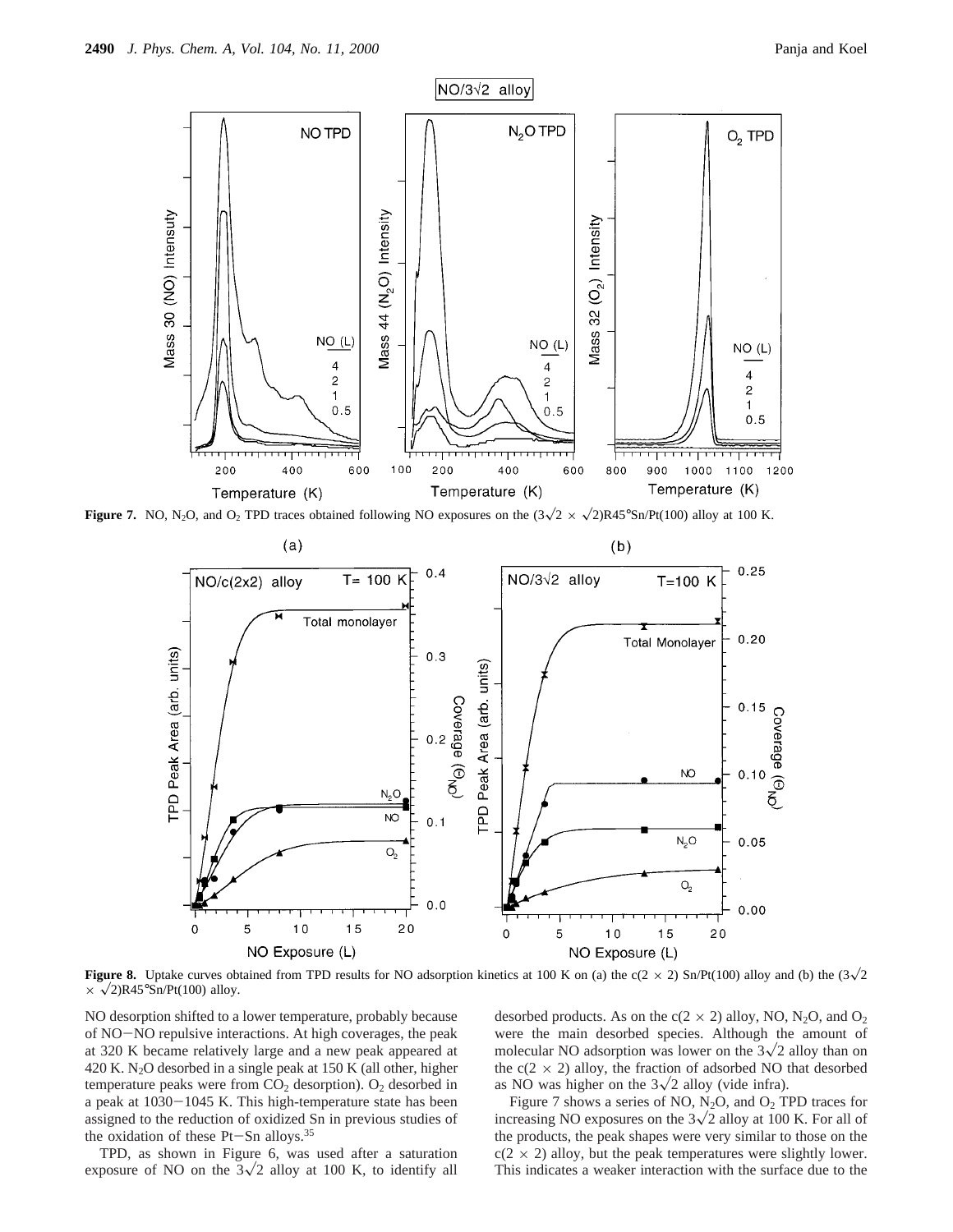**Figure 7.** NO, $N_2O$, and $O_2$ TPD traces obtained following NO exposures on the $(3\sqrt{2} \times \sqrt{2})R45°Sn/Pt(100)$ alloy at 100 K.

**Figure 8.** Uptake curves obtained from TPD results for NO adsorption kinetics at 100 K on (a) the $c(2 \times 2)$ Sn/Pt(100) alloy and (b) the $(3\sqrt{2} \times \sqrt{2})R45°Sn/Pt(100)$ alloy.

NO desorption shifted to a lower temperature, probably because of NO–NO repulsive interactions. At high coverages, the peak at 320 K became relatively large and a new peak appeared at 420 K. $N_2O$ desorbed in a single peak at 150 K (all other, higher temperature peaks were from $CO_2$ desorption). $O_2$ desorbed in a peak at 1030–1045 K. This high-temperature state has been assigned to the reduction of oxidized Sn in previous studies of the oxidation of these Pt–Sn alloys.[35]

TPD, as shown in Figure 6, was used after a saturation exposure of NO on the $3\sqrt{2}$ alloy at 100 K, to identify all desorbed products. As on the $c(2 \times 2)$ alloy, NO, $N_2O$, and $O_2$ were the main desorbed species. Although the amount of molecular NO adsorption was lower on the $3\sqrt{2}$ alloy than on the $c(2 \times 2)$ alloy, the fraction of adsorbed NO that desorbed as NO was higher on the $3\sqrt{2}$ alloy (vide infra).

Figure 7 shows a series of NO, $N_2O$, and $O_2$ TPD traces for increasing NO exposures on the $3\sqrt{2}$ alloy at 100 K. For all of the products, the peak shapes were very similar to those on the $c(2 \times 2)$ alloy, but the peak temperatures were slightly lower. This indicates a weaker interaction with the surface due to the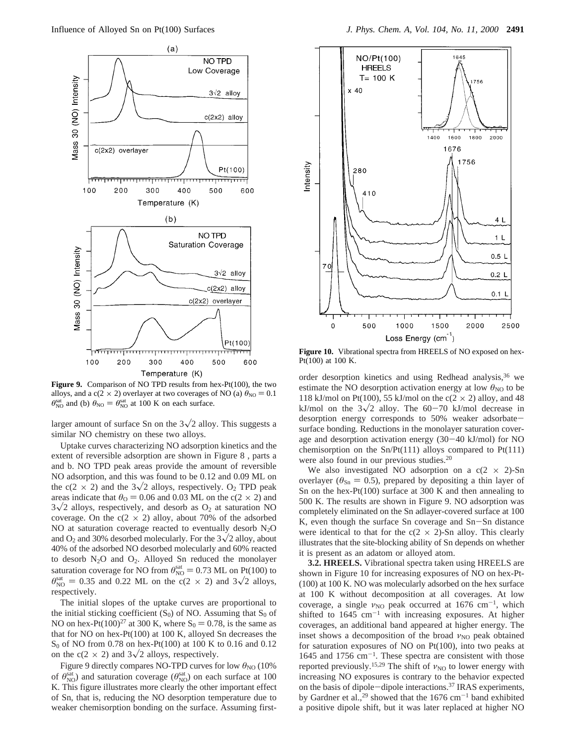**Figure 9.** Comparison of NO TPD results from hex-Pt(100), the two alloys, and a c(2 × 2) overlayer at two coverages of NO (a) $\theta_{NO} = 0.1\ \theta_{NO}^{sat}$ and (b) $\theta_{NO} = \theta_{NO}^{sat}$ at 100 K on each surface.

larger amount of surface Sn on the $3\sqrt{2}$ alloy. This suggests a similar NO chemistry on these two alloys.

Uptake curves characterizing NO adsorption kinetics and the extent of reversible adsorption are shown in Figure 8 , parts a and b. NO TPD peak areas provide the amount of reversible NO adsorption, and this was found to be 0.12 and 0.09 ML on the c(2 × 2) and the $3\sqrt{2}$ alloys, respectively. $O_2$ TPD peak areas indicate that $\theta_O = 0.06$ and 0.03 ML on the c(2 × 2) and $3\sqrt{2}$ alloys, respectively, and desorb as $O_2$ at saturation NO coverage. On the c(2 × 2) alloy, about 70% of the adsorbed NO at saturation coverage reacted to eventually desorb $N_2O$ and $O_2$ and 30% desorbed molecularly. For the $3\sqrt{2}$ alloy, about 40% of the adsorbed NO desorbed molecularly and 60% reacted to desorb $N_2O$ and $O_2$. Alloyed Sn reduced the monolayer saturation coverage for NO from $\theta_{NO}^{sat} = 0.73$ ML on Pt(100) to $\theta_{NO}^{sat} = 0.35$ and 0.22 ML on the c(2 × 2) and $3\sqrt{2}$ alloys, respectively.

The initial slopes of the uptake curves are proportional to the initial sticking coefficient ($S_0$) of NO. Assuming that $S_0$ of NO on hex-Pt(100)[27] at 300 K, where $S_0 = 0.78$, is the same as that for NO on hex-Pt(100) at 100 K, alloyed Sn decreases the $S_0$ of NO from 0.78 on hex-Pt(100) at 100 K to 0.16 and 0.12 on the c(2 × 2) and $3\sqrt{2}$ alloys, respectively.

Figure 9 directly compares NO-TPD curves for low $\theta_{NO}$ (10% of $\theta_{NO}^{sat}$) and saturation coverage ($\theta_{NO}^{sat}$) on each surface at 100 K. This figure illustrates more clearly the other important effect of Sn, that is, reducing the NO desorption temperature due to weaker chemisorption bonding on the surface. Assuming first-order desorption kinetics and using Redhead analysis,[36] we estimate the NO desorption activation energy at low $\theta_{NO}$ to be 118 kJ/mol on Pt(100), 55 kJ/mol on the c(2 × 2) alloy, and 48 kJ/mol on the $3\sqrt{2}$ alloy. The 60–70 kJ/mol decrease in desorption energy corresponds to 50% weaker adsorbate–surface bonding. Reductions in the monolayer saturation coverage and desorption activation energy (30–40 kJ/mol) for NO chemisorption on the Sn/Pt(111) alloys compared to Pt(111) were also found in our previous studies.[20]

We also investigated NO adsorption on a c(2 × 2)-Sn overlayer ($\theta_{Sn} = 0.5$), prepared by depositing a thin layer of Sn on the hex-Pt(100) surface at 300 K and then annealing to 500 K. The results are shown in Figure 9. NO adsorption was completely eliminated on the Sn adlayer-covered surface at 100 K, even though the surface Sn coverage and Sn–Sn distance were identical to that for the c(2 × 2)-Sn alloy. This clearly illustrates that the site-blocking ability of Sn depends on whether it is present as an adatom or alloyed atom.

**Figure 10.** Vibrational spectra from HREELS of NO exposed on hex-Pt(100) at 100 K.

**3.2. HREELS.** Vibrational spectra taken using HREELS are shown in Figure 10 for increasing exposures of NO on hex-Pt-(100) at 100 K. NO was molecularly adsorbed on the hex surface at 100 K without decomposition at all coverages. At low coverage, a single $\nu_{NO}$ peak occurred at 1676 cm$^{-1}$, which shifted to 1645 cm$^{-1}$ with increasing exposures. At higher coverages, an additional band appeared at higher energy. The inset shows a decomposition of the broad $\nu_{NO}$ peak obtained for saturation exposures of NO on Pt(100), into two peaks at 1645 and 1756 cm$^{-1}$. These spectra are consistent with those reported previously.[15,29] The shift of $\nu_{NO}$ to lower energy with increasing NO exposures is contrary to the behavior expected on the basis of dipole–dipole interactions.[37] IRAS experiments, by Gardner et al.,[29] showed that the 1676 cm$^{-1}$ band exhibited a positive dipole shift, but it was later replaced at higher NO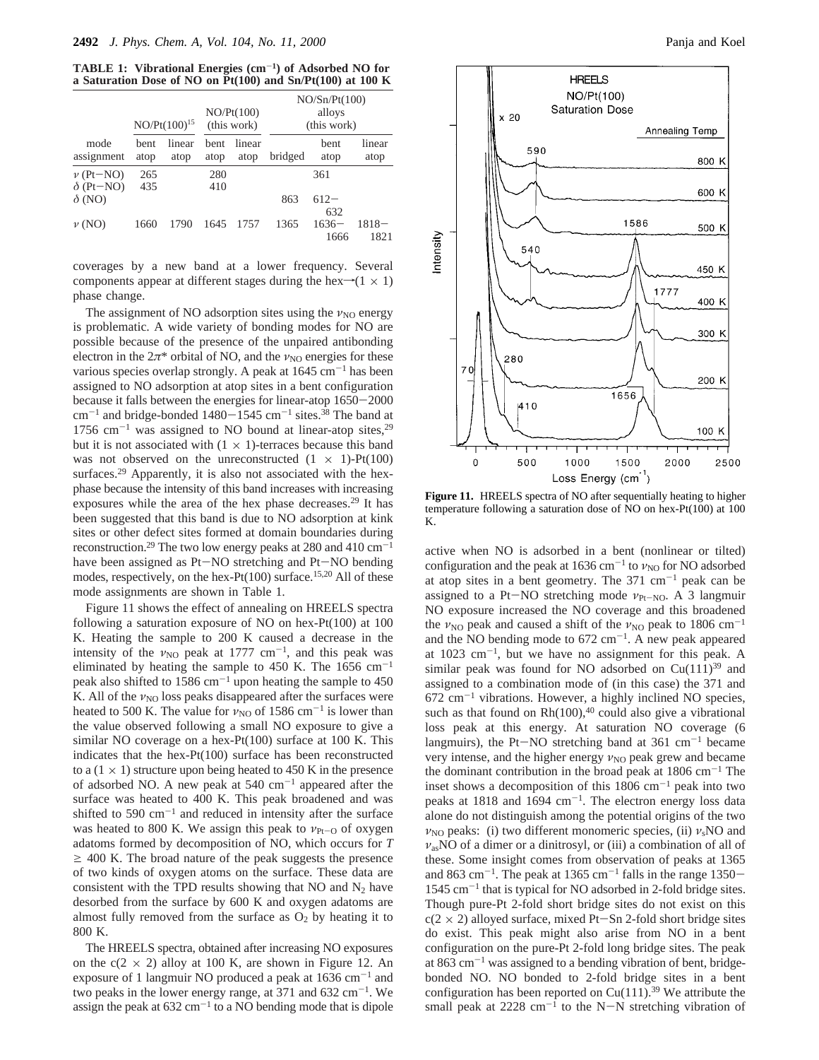**TABLE 1: Vibrational Energies (cm$^{-1}$) of Adsorbed NO for a Saturation Dose of NO on Pt(100) and Sn/Pt(100) at 100 K**

| | NO/Pt(100)[15] | | NO/Pt(100) (this work) | | NO/Sn/Pt(100) alloys (this work) | | |
|---|---|---|---|---|---|---|---|
| mode assignment | bent atop | linear atop | bent atop | linear atop | bridged | bent atop | linear atop |
| $\nu$ (Pt−NO) | 265 | | 280 | | | 361 | |
| $\delta$ (Pt−NO) | 435 | | 410 | | | | |
| $\delta$ (NO) | | | | | 863 | 612−632 | |
| $\nu$ (NO) | 1660 | 1790 | 1645 | 1757 | 1365 | 1636−1666 | 1818−1821 |

coverages by a new band at a lower frequency. Several components appear at different stages during the hex→(1 × 1) phase change.

The assignment of NO adsorption sites using the $\nu_{NO}$ energy is problematic. A wide variety of bonding modes for NO are possible because of the presence of the unpaired antibonding electron in the $2\pi^*$ orbital of NO, and the $\nu_{NO}$ energies for these various species overlap strongly. A peak at 1645 cm$^{-1}$ has been assigned to NO adsorption at atop sites in a bent configuration because it falls between the energies for linear-atop 1650−2000 cm$^{-1}$ and bridge-bonded 1480−1545 cm$^{-1}$ sites.[38] The band at 1756 cm$^{-1}$ was assigned to NO bound at linear-atop sites,[29] but it is not associated with (1 × 1)-terraces because this band was not observed on the unreconstructed (1 × 1)-Pt(100) surfaces.[29] Apparently, it is also not associated with the hex-phase because the intensity of this band increases with increasing exposures while the area of the hex phase decreases.[29] It has been suggested that this band is due to NO adsorption at kink sites or other defect sites formed at domain boundaries during reconstruction.[29] The two low energy peaks at 280 and 410 cm$^{-1}$ have been assigned as Pt−NO stretching and Pt−NO bending modes, respectively, on the hex-Pt(100) surface.[15,20] All of these mode assignments are shown in Table 1.

Figure 11 shows the effect of annealing on HREELS spectra following a saturation exposure of NO on hex-Pt(100) at 100 K. Heating the sample to 200 K caused a decrease in the intensity of the $\nu_{NO}$ peak at 1777 cm$^{-1}$, and this peak was eliminated by heating the sample to 450 K. The 1656 cm$^{-1}$ peak also shifted to 1586 cm$^{-1}$ upon heating the sample to 450 K. All of the $\nu_{NO}$ loss peaks disappeared after the surfaces were heated to 500 K. The value for $\nu_{NO}$ of 1586 cm$^{-1}$ is lower than the value observed following a small NO exposure to give a similar NO coverage on a hex-Pt(100) surface at 100 K. This indicates that the hex-Pt(100) surface has been reconstructed to a (1 × 1) structure upon being heated to 450 K in the presence of adsorbed NO. A new peak at 540 cm$^{-1}$ appeared after the surface was heated to 400 K. This peak broadened and was shifted to 590 cm$^{-1}$ and reduced in intensity after the surface was heated to 800 K. We assign this peak to $\nu_{Pt-O}$ of oxygen adatoms formed by decomposition of NO, which occurs for $T \geq 400$ K. The broad nature of the peak suggests the presence of two kinds of oxygen atoms on the surface. These data are consistent with the TPD results showing that NO and $N_2$ have desorbed from the surface by 600 K and oxygen adatoms are almost fully removed from the surface as $O_2$ by heating it to 800 K.

The HREELS spectra, obtained after increasing NO exposures on the c(2 × 2) alloy at 100 K, are shown in Figure 12. An exposure of 1 langmuir NO produced a peak at 1636 cm$^{-1}$ and two peaks in the lower energy range, at 371 and 632 cm$^{-1}$. We assign the peak at 632 cm$^{-1}$ to a NO bending mode that is dipole

**Figure 11.** HREELS spectra of NO after sequentially heating to higher temperature following a saturation dose of NO on hex-Pt(100) at 100 K.

active when NO is adsorbed in a bent (nonlinear or tilted) configuration and the peak at 1636 cm$^{-1}$ to $\nu_{NO}$ for NO adsorbed at atop sites in a bent geometry. The 371 cm$^{-1}$ peak can be assigned to a Pt−NO stretching mode $\nu_{Pt-NO}$. A 3 langmuir NO exposure increased the NO coverage and this broadened the $\nu_{NO}$ peak and caused a shift of the $\nu_{NO}$ peak to 1806 cm$^{-1}$ and the NO bending mode to 672 cm$^{-1}$. A new peak appeared at 1023 cm$^{-1}$, but we have no assignment for this peak. A similar peak was found for NO adsorbed on Cu(111)[39] and assigned to a combination mode of (in this case) the 371 and 672 cm$^{-1}$ vibrations. However, a highly inclined NO species, such as that found on Rh(100),[40] could also give a vibrational loss peak at this energy. At saturation NO coverage (6 langmuirs), the Pt−NO stretching band at 361 cm$^{-1}$ became very intense, and the higher energy $\nu_{NO}$ peak grew and became the dominant contribution in the broad peak at 1806 cm$^{-1}$ The inset shows a decomposition of this 1806 cm$^{-1}$ peak into two peaks at 1818 and 1694 cm$^{-1}$. The electron energy loss data alone do not distinguish among the potential origins of the two $\nu_{NO}$ peaks: (i) two different monomeric species, (ii) $\nu_s$NO and $\nu_{as}$NO of a dimer or a dinitrosyl, or (iii) a combination of all of these. Some insight comes from observation of peaks at 1365 and 863 cm$^{-1}$. The peak at 1365 cm$^{-1}$ falls in the range 1350−1545 cm$^{-1}$ that is typical for NO adsorbed in 2-fold bridge sites. Though pure-Pt 2-fold short bridge sites do not exist on this c(2 × 2) alloyed surface, mixed Pt−Sn 2-fold short bridge sites do exist. This peak might also arise from NO in a bent configuration on the pure-Pt 2-fold long bridge sites. The peak at 863 cm$^{-1}$ was assigned to a bending vibration of bent, bridge-bonded NO. NO bonded to 2-fold bridge sites in a bent configuration has been reported on Cu(111).[39] We attribute the small peak at 2228 cm$^{-1}$ to the N−N stretching vibration of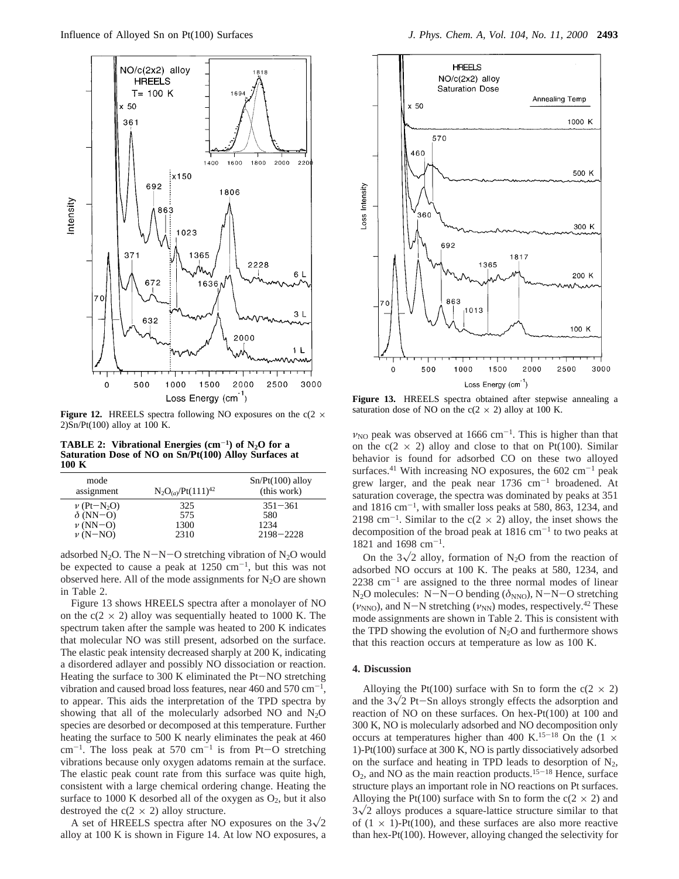**Figure 12.** HREELS spectra following NO exposures on the c(2 × 2)Sn/Pt(100) alloy at 100 K.

**TABLE 2: Vibrational Energies ($cm^{-1}$) of $N_2O$ for a Saturation Dose of NO on Sn/Pt(100) Alloy Surfaces at 100 K**

| mode assignment | $N_2O_{(a)}$/Pt(111)[42] | Sn/Pt(100) alloy (this work) |
|---|---|---|
| $\nu$ (Pt−$N_2O$) | 325 | 351−361 |
| $\delta$ (NN−O) | 575 | 580 |
| $\nu$ (NN−O) | 1300 | 1234 |
| $\nu$ (N−NO) | 2310 | 2198−2228 |

adsorbed $N_2O$. The N−N−O stretching vibration of $N_2O$ would be expected to cause a peak at 1250 $cm^{-1}$, but this was not observed here. All of the mode assignments for $N_2O$ are shown in Table 2.

Figure 13 shows HREELS spectra after a monolayer of NO on the c(2 × 2) alloy was sequentially heated to 1000 K. The spectrum taken after the sample was heated to 200 K indicates that molecular NO was still present, adsorbed on the surface. The elastic peak intensity decreased sharply at 200 K, indicating a disordered adlayer and possibly NO dissociation or reaction. Heating the surface to 300 K eliminated the Pt−NO stretching vibration and caused broad loss features, near 460 and 570 $cm^{-1}$, to appear. This aids the interpretation of the TPD spectra by showing that all of the molecularly adsorbed NO and $N_2O$ species are desorbed or decomposed at this temperature. Further heating the surface to 500 K nearly eliminates the peak at 460 $cm^{-1}$. The loss peak at 570 $cm^{-1}$ is from Pt−O stretching vibrations because only oxygen adatoms remain at the surface. The elastic peak count rate from this surface was quite high, consistent with a large chemical ordering change. Heating the surface to 1000 K desorbed all of the oxygen as $O_2$, but it also destroyed the c(2 × 2) alloy structure.

A set of HREELS spectra after NO exposures on the $3\sqrt{2}$ alloy at 100 K is shown in Figure 14. At low NO exposures, a

**Figure 13.** HREELS spectra obtained after stepwise annealing a saturation dose of NO on the c(2 × 2) alloy at 100 K.

$\nu_{NO}$ peak was observed at 1666 $cm^{-1}$. This is higher than that on the c(2 × 2) alloy and close to that on Pt(100). Similar behavior is found for adsorbed CO on these two alloyed surfaces.[41] With increasing NO exposures, the 602 $cm^{-1}$ peak grew larger, and the peak near 1736 $cm^{-1}$ broadened. At saturation coverage, the spectra was dominated by peaks at 351 and 1816 $cm^{-1}$, with smaller loss peaks at 580, 863, 1234, and 2198 $cm^{-1}$. Similar to the c(2 × 2) alloy, the inset shows the decomposition of the broad peak at 1816 $cm^{-1}$ to two peaks at 1821 and 1698 $cm^{-1}$.

On the $3\sqrt{2}$ alloy, formation of $N_2O$ from the reaction of adsorbed NO occurs at 100 K. The peaks at 580, 1234, and 2238 $cm^{-1}$ are assigned to the three normal modes of linear $N_2O$ molecules: N−N−O bending ($\delta_{NNO}$), N−N−O stretching ($\nu_{NNO}$), and N−N stretching ($\nu_{NN}$) modes, respectively.[42] These mode assignments are shown in Table 2. This is consistent with the TPD showing the evolution of $N_2O$ and furthermore shows that this reaction occurs at temperature as low as 100 K.

## 4. Discussion

Alloying the Pt(100) surface with Sn to form the c(2 × 2) and the $3\sqrt{2}$ Pt−Sn alloys strongly effects the adsorption and reaction of NO on these surfaces. On hex-Pt(100) at 100 and 300 K, NO is molecularly adsorbed and NO decomposition only occurs at temperatures higher than 400 K.[15−18] On the (1 × 1)-Pt(100) surface at 300 K, NO is partly dissociatively adsorbed on the surface and heating in TPD leads to desorption of $N_2$, $O_2$, and NO as the main reaction products.[15−18] Hence, surface structure plays an important role in NO reactions on Pt surfaces. Alloying the Pt(100) surface with Sn to form the c(2 × 2) and $3\sqrt{2}$ alloys produces a square-lattice structure similar to that of (1 × 1)-Pt(100), and these surfaces are also more reactive than hex-Pt(100). However, alloying changed the selectivity for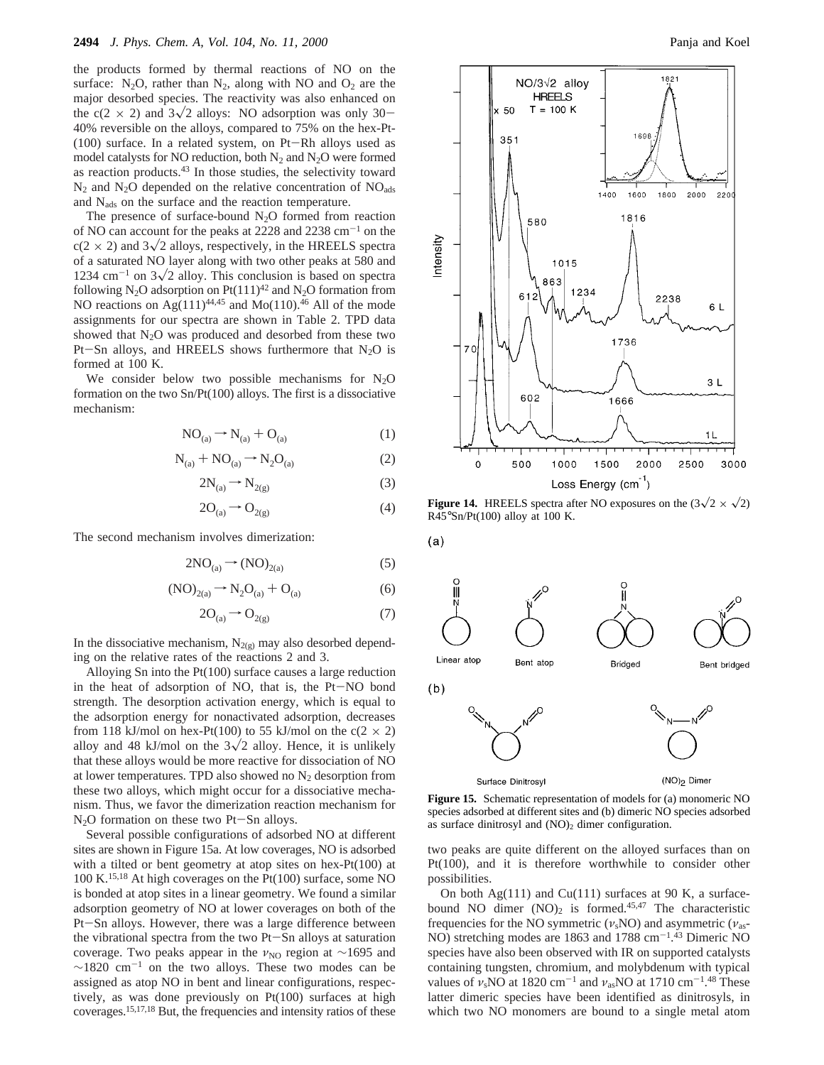the products formed by thermal reactions of NO on the surface: $N_2O$, rather than $N_2$, along with NO and $O_2$ are the major desorbed species. The reactivity was also enhanced on the c(2 × 2) and $3\sqrt{2}$ alloys: NO adsorption was only 30–40% reversible on the alloys, compared to 75% on the hex-Pt-(100) surface. In a related system, on Pt–Rh alloys used as model catalysts for NO reduction, both $N_2$ and $N_2O$ were formed as reaction products.[43] In those studies, the selectivity toward $N_2$ and $N_2O$ depended on the relative concentration of $NO_{ads}$ and $N_{ads}$ on the surface and the reaction temperature.

The presence of surface-bound $N_2O$ formed from reaction of NO can account for the peaks at 2228 and 2238 cm$^{-1}$ on the c(2 × 2) and $3\sqrt{2}$ alloys, respectively, in the HREELS spectra of a saturated NO layer along with two other peaks at 580 and 1234 cm$^{-1}$ on $3\sqrt{2}$ alloy. This conclusion is based on spectra following $N_2O$ adsorption on Pt(111)[42] and $N_2O$ formation from NO reactions on Ag(111)[44,45] and Mo(110).[46] All of the mode assignments for our spectra are shown in Table 2. TPD data showed that $N_2O$ was produced and desorbed from these two Pt–Sn alloys, and HREELS shows furthermore that $N_2O$ is formed at 100 K.

We consider below two possible mechanisms for $N_2O$ formation on the two Sn/Pt(100) alloys. The first is a dissociative mechanism:

$$NO_{(a)} \rightarrow N_{(a)} + O_{(a)} \quad (1)$$

$$N_{(a)} + NO_{(a)} \rightarrow N_2O_{(a)} \quad (2)$$

$$2N_{(a)} \rightarrow N_{2(g)} \quad (3)$$

$$2O_{(a)} \rightarrow O_{2(g)} \quad (4)$$

The second mechanism involves dimerization:

$$2NO_{(a)} \rightarrow (NO)_{2(a)} \quad (5)$$

$$(NO)_{2(a)} \rightarrow N_2O_{(a)} + O_{(a)} \quad (6)$$

$$2O_{(a)} \rightarrow O_{2(g)} \quad (7)$$

In the dissociative mechanism, $N_{2(g)}$ may also desorbed depending on the relative rates of the reactions 2 and 3.

Alloying Sn into the Pt(100) surface causes a large reduction in the heat of adsorption of NO, that is, the Pt–NO bond strength. The desorption activation energy, which is equal to the adsorption energy for nonactivated adsorption, decreases from 118 kJ/mol on hex-Pt(100) to 55 kJ/mol on the c(2 × 2) alloy and 48 kJ/mol on the $3\sqrt{2}$ alloy. Hence, it is unlikely that these alloys would be more reactive for dissociation of NO at lower temperatures. TPD also showed no $N_2$ desorption from these two alloys, which might occur for a dissociative mechanism. Thus, we favor the dimerization reaction mechanism for $N_2O$ formation on these two Pt–Sn alloys.

Several possible configurations of adsorbed NO at different sites are shown in Figure 15a. At low coverages, NO is adsorbed with a tilted or bent geometry at atop sites on hex-Pt(100) at 100 K.[15,18] At high coverages on the Pt(100) surface, some NO is bonded at atop sites in a linear geometry. We found a similar adsorption geometry of NO at lower coverages on both of the Pt–Sn alloys. However, there was a large difference between the vibrational spectra from the two Pt–Sn alloys at saturation coverage. Two peaks appear in the $\nu_{NO}$ region at ~1695 and ~1820 cm$^{-1}$ on the two alloys. These two modes can be assigned as atop NO in bent and linear configurations, respectively, as was done previously on Pt(100) surfaces at high coverages.[15,17,18] But, the frequencies and intensity ratios of these two peaks are quite different on the alloyed surfaces than on Pt(100), and it is therefore worthwhile to consider other possibilities.

**Figure 14.** HREELS spectra after NO exposures on the ($3\sqrt{2} \times \sqrt{2}$) R45°Sn/Pt(100) alloy at 100 K.

**Figure 15.** Schematic representation of models for (a) monomeric NO species adsorbed at different sites and (b) dimeric NO species adsorbed as surface dinitrosyl and $(NO)_2$ dimer configuration.

On both Ag(111) and Cu(111) surfaces at 90 K, a surface-bound NO dimer $(NO)_2$ is formed.[45,47] The characteristic frequencies for the NO symmetric ($\nu_s$NO) and asymmetric ($\nu_{as}$-NO) stretching modes are 1863 and 1788 cm$^{-1}$.[43] Dimeric NO species have also been observed with IR on supported catalysts containing tungsten, chromium, and molybdenum with typical values of $\nu_s$NO at 1820 cm$^{-1}$ and $\nu_{as}$NO at 1710 cm$^{-1}$.[48] These latter dimeric species have been identified as dinitrosyls, in which two NO monomers are bound to a single metal atom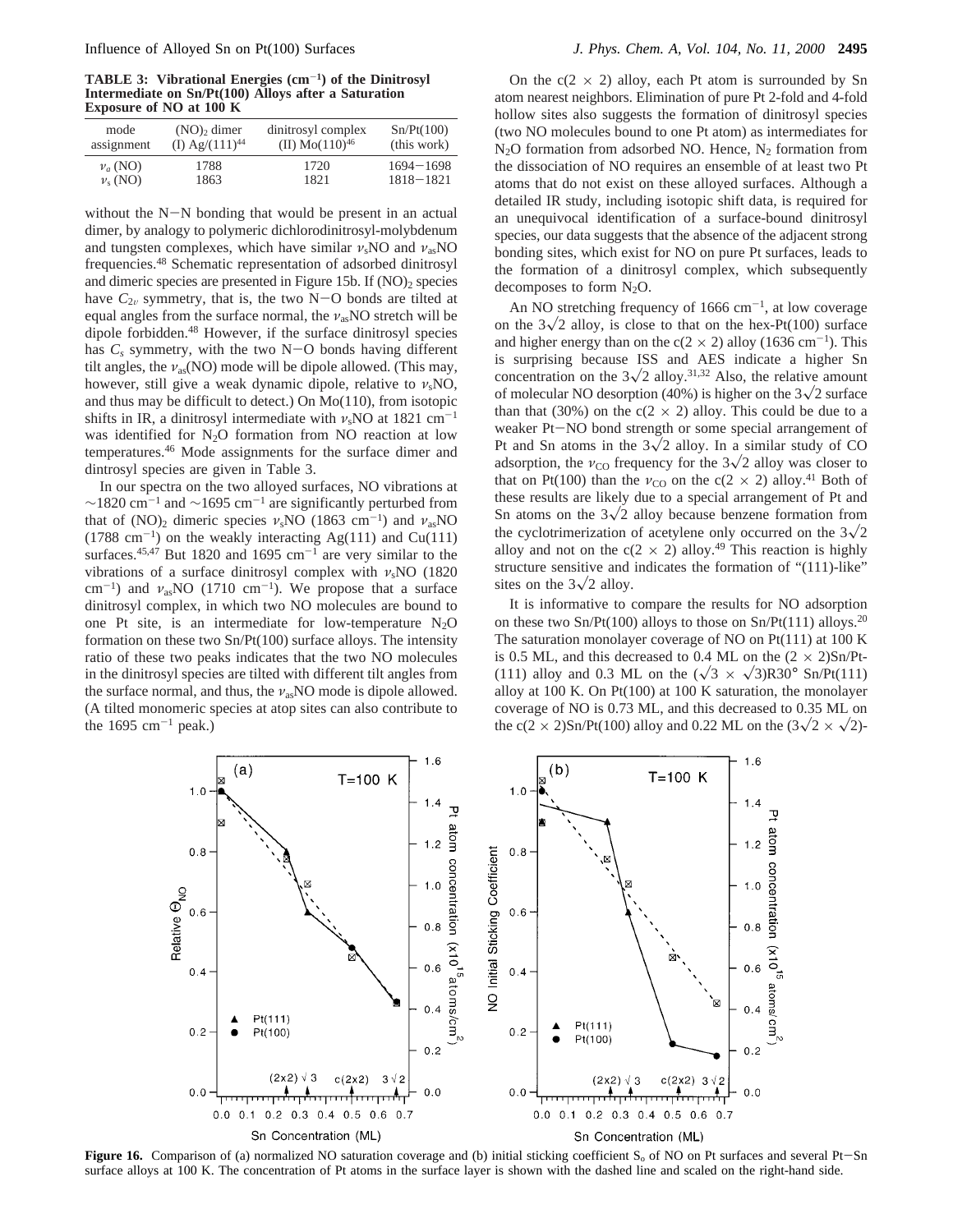**TABLE 3: Vibrational Energies ($cm^{-1}$) of the Dinitrosyl Intermediate on Sn/Pt(100) Alloys after a Saturation Exposure of NO at 100 K**

| mode assignment | $(NO)_2$ dimer (I) Ag/(111)[44] | dinitrosyl complex (II) Mo(110)[46] | Sn/Pt(100) (this work) |
|---|---|---|---|
| $\nu_a$ (NO) | 1788 | 1720 | 1694−1698 |
| $\nu_s$ (NO) | 1863 | 1821 | 1818−1821 |

without the N−N bonding that would be present in an actual dimer, by analogy to polymeric dichlorodinitrosyl-molybdenum and tungsten complexes, which have similar $\nu_s$NO and $\nu_{as}$NO frequencies.[48] Schematic representation of adsorbed dinitrosyl and dimeric species are presented in Figure 15b. If $(NO)_2$ species have $C_{2v}$ symmetry, that is, the two N−O bonds are tilted at equal angles from the surface normal, the $\nu_{as}$NO stretch will be dipole forbidden.[48] However, if the surface dinitrosyl species has $C_s$ symmetry, with the two N−O bonds having different tilt angles, the $\nu_{as}$(NO) mode will be dipole allowed. (This may, however, still give a weak dynamic dipole, relative to $\nu_s$NO, and thus may be difficult to detect.) On Mo(110), from isotopic shifts in IR, a dinitrosyl intermediate with $\nu_s$NO at 1821 $cm^{-1}$ was identified for $N_2O$ formation from NO reaction at low temperatures.[46] Mode assignments for the surface dimer and dintrosyl species are given in Table 3.

In our spectra on the two alloyed surfaces, NO vibrations at ~1820 $cm^{-1}$ and ~1695 $cm^{-1}$ are significantly perturbed from that of $(NO)_2$ dimeric species $\nu_s$NO (1863 $cm^{-1}$) and $\nu_{as}$NO (1788 $cm^{-1}$) on the weakly interacting Ag(111) and Cu(111) surfaces.[45,47] But 1820 and 1695 $cm^{-1}$ are very similar to the vibrations of a surface dinitrosyl complex with $\nu_s$NO (1820 $cm^{-1}$) and $\nu_{as}$NO (1710 $cm^{-1}$). We propose that a surface dinitrosyl complex, in which two NO molecules are bound to one Pt site, is an intermediate for low-temperature $N_2O$ formation on these two Sn/Pt(100) surface alloys. The intensity ratio of these two peaks indicates that the two NO molecules in the dinitrosyl species are tilted with different tilt angles from the surface normal, and thus, the $\nu_{as}$NO mode is dipole allowed. (A tilted monomeric species at atop sites can also contribute to the 1695 $cm^{-1}$ peak.)

On the c(2 × 2) alloy, each Pt atom is surrounded by Sn atom nearest neighbors. Elimination of pure Pt 2-fold and 4-fold hollow sites also suggests the formation of dinitrosyl species (two NO molecules bound to one Pt atom) as intermediates for $N_2O$ formation from adsorbed NO. Hence, $N_2$ formation from the dissociation of NO requires an ensemble of at least two Pt atoms that do not exist on these alloyed surfaces. Although a detailed IR study, including isotopic shift data, is required for an unequivocal identification of a surface-bound dinitrosyl species, our data suggests that the absence of the adjacent strong bonding sites, which exist for NO on pure Pt surfaces, leads to the formation of a dinitrosyl complex, which subsequently decomposes to form $N_2O$.

An NO stretching frequency of 1666 $cm^{-1}$, at low coverage on the $3\sqrt{2}$ alloy, is close to that on the hex-Pt(100) surface and higher energy than on the c(2 × 2) alloy (1636 $cm^{-1}$). This is surprising because ISS and AES indicate a higher Sn concentration on the $3\sqrt{2}$ alloy.[31,32] Also, the relative amount of molecular NO desorption (40%) is higher on the $3\sqrt{2}$ surface than that (30%) on the c(2 × 2) alloy. This could be due to a weaker Pt−NO bond strength or some special arrangement of Pt and Sn atoms in the $3\sqrt{2}$ alloy. In a similar study of CO adsorption, the $\nu_{CO}$ frequency for the $3\sqrt{2}$ alloy was closer to that on Pt(100) than the $\nu_{CO}$ on the c(2 × 2) alloy.[41] Both of these results are likely due to a special arrangement of Pt and Sn atoms on the $3\sqrt{2}$ alloy because benzene formation from the cyclotrimerization of acetylene only occurred on the $3\sqrt{2}$ alloy and not on the c(2 × 2) alloy.[49] This reaction is highly structure sensitive and indicates the formation of "(111)-like" sites on the $3\sqrt{2}$ alloy.

It is informative to compare the results for NO adsorption on these two Sn/Pt(100) alloys to those on Sn/Pt(111) alloys.[20] The saturation monolayer coverage of NO on Pt(111) at 100 K is 0.5 ML, and this decreased to 0.4 ML on the (2 × 2)Sn/Pt(111) alloy and 0.3 ML on the ($\sqrt{3} \times \sqrt{3}$)R30° Sn/Pt(111) alloy at 100 K. On Pt(100) at 100 K saturation, the monolayer coverage of NO is 0.73 ML, and this decreased to 0.35 ML on the c(2 × 2)Sn/Pt(100) alloy and 0.22 ML on the ($3\sqrt{2} \times \sqrt{2}$)-

**Figure 16.** Comparison of (a) normalized NO saturation coverage and (b) initial sticking coefficient $S_o$ of NO on Pt surfaces and several Pt−Sn surface alloys at 100 K. The concentration of Pt atoms in the surface layer is shown with the dashed line and scaled on the right-hand side.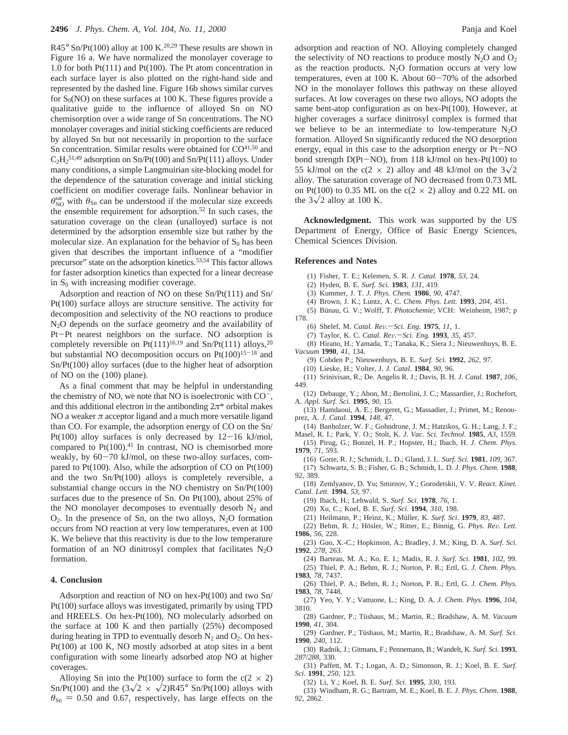R45° Sn/Pt(100) alloy at 100 K.[20,29] These results are shown in Figure 16 a. We have normalized the monolayer coverage to 1.0 for both Pt(111) and Pt(100). The Pt atom concentration in each surface layer is also plotted on the right-hand side and represented by the dashed line. Figure 16b shows similar curves for $S_0$(NO) on these surfaces at 100 K. These figures provide a qualitative guide to the influence of alloyed Sn on NO chemisorption over a wide range of Sn concentrations. The NO monolayer coverages and initial sticking coefficients are reduced by alloyed Sn but not necessarily in proportion to the surface Sn concentration. Similar results were obtained for CO[41,50] and $C_2H_2$[51,49] adsorption on Sn/Pt(100) and Sn/Pt(111) alloys. Under many conditions, a simple Langmuirian site-blocking model for the dependence of the saturation coverage and initial sticking coefficient on modifier coverage fails. Nonlinear behavior in $\theta_{NO}^{sat}$ with $\theta_{Sn}$ can be understood if the molecular size exceeds the ensemble requirement for adsorption.[52] In such cases, the saturation coverage on the clean (unalloyed) surface is not determined by the adsorption ensemble size but rather by the molecular size. An explanation for the behavior of $S_0$ has been given that describes the important influence of a "modifier precursor" state on the adsorption kinetics.[53,54] This factor allows for faster adsorption kinetics than expected for a linear decrease in $S_0$ with increasing modifier coverage.

Adsorption and reaction of NO on these Sn/Pt(111) and Sn/Pt(100) surface alloys are structure sensitive. The activity for decomposition and selectivity of the NO reactions to produce $N_2O$ depends on the surface geometry and the availability of Pt−Pt nearest neighbors on the surface. NO adsorption is completely reversible on Pt(111)[16,19] and Sn/Pt(111) alloys,[20] but substantial NO decomposition occurs on Pt(100)[15−18] and Sn/Pt(100) alloy surfaces (due to the higher heat of adsorption of NO on the (100) plane).

As a final comment that may be helpful in understanding the chemistry of NO, we note that NO is isoelectronic with $CO^-$, and this additional electron in the antibonding $2\pi^*$ orbital makes NO a weaker $\pi$ acceptor ligand and a much more versatile ligand than CO. For example, the adsorption energy of CO on the Sn/Pt(100) alloy surfaces is only decreased by 12−16 kJ/mol, compared to Pt(100).[41] In contrast, NO is chemisorbed more weakly, by 60−70 kJ/mol, on these two-alloy surfaces, compared to Pt(100). Also, while the adsorption of CO on Pt(100) and the two Sn/Pt(100) alloys is completely reversible, a substantial change occurs in the NO chemistry on Sn/Pt(100) surfaces due to the presence of Sn. On Pt(100), about 25% of the NO monolayer decomposes to eventually desorb $N_2$ and $O_2$. In the presence of Sn, on the two alloys, $N_2O$ formation occurs from NO reaction at very low temperatures, even at 100 K. We believe that this reactivity is due to the low temperature formation of an NO dinitrosyl complex that facilitates $N_2O$ formation.

## 4. Conclusion

Adsorption and reaction of NO on hex-Pt(100) and two Sn/Pt(100) surface alloys was investigated, primarily by using TPD and HREELS. On hex-Pt(100), NO molecularly adsorbed on the surface at 100 K and then partially (25%) decomposed during heating in TPD to eventually desorb $N_2$ and $O_2$. On hex-Pt(100) at 100 K, NO mostly adsorbed at atop sites in a bent configuration with some linearly adsorbed atop NO at higher coverages.

Alloying Sn into the Pt(100) surface to form the c(2 × 2) Sn/Pt(100) and the $(3\sqrt{2} \times \sqrt{2})$R45° Sn/Pt(100) alloys with $\theta_{Sn}$ = 0.50 and 0.67, respectively, has large effects on the adsorption and reaction of NO. Alloying completely changed the selectivity of NO reactions to produce mostly $N_2O$ and $O_2$ as the reaction products. $N_2O$ formation occurs at very low temperatures, even at 100 K. About 60−70% of the adsorbed NO in the monolayer follows this pathway on these alloyed surfaces. At low coverages on these two alloys, NO adopts the same bent-atop configuration as on hex-Pt(100). However, at higher coverages a surface dinitrosyl complex is formed that we believe to be an intermediate to low-temperature $N_2O$ formation. Alloyed Sn significantly reduced the NO desorption energy, equal in this case to the adsorption energy or Pt−NO bond strength D(Pt−NO), from 118 kJ/mol on hex-Pt(100) to 55 kJ/mol on the c(2 × 2) alloy and 48 kJ/mol on the $3\sqrt{2}$ alloy. The saturation coverage of NO decreased from 0.73 ML on Pt(100) to 0.35 ML on the c(2 × 2) alloy and 0.22 ML on the $3\sqrt{2}$ alloy at 100 K.

**Acknowledgment.** This work was supported by the US Department of Energy, Office of Basic Energy Sciences, Chemical Sciences Division.

## References and Notes

(1) Fisher, T. E.; Kelemen, S. R. *J. Catal.* **1978**, *53*, 24.
(2) Hyden, B. E. *Surf. Sci.* **1983**, *131*, 419.
(3) Kummer, J. T. *J. Phys. Chem.* **1986**, *90*, 4747.
(4) Brown, J. K.; Luntz, A. C. *Chem. Phys. Lett.* **1993**, *204*, 451.
(5) Bünau, G. V.; Wolff, T. *Photochemie*; VCH: Weinheim, 1987; p 178.
(6) Shelef, M. *Catal. Rev.—Sci. Eng.* **1975**, *11*, 1.
(7) Taylor, K. C. *Catal. Rev.—Sci. Eng.* **1993**, *35*, 457.
(8) Hirano, H.; Yamada, T.; Tanaka, K.; Siera J.; Nieuwenhuys, B. E. *Vacuum* **1990**, *41*, 134.
(9) Cobden P.; Nieuwenhuys, B. E. *Surf. Sci.* **1992**, *262*, 97.
(10) Lieske, H.; Volter, J. *J. Catal.* **1984**, *90*, 96.
(11) Srinivisan, R.; De. Angelis R. J.; Davis, B. H. *J. Catal.* **1987**, *106*, 449.
(12) Debauge, Y.; Abon, M.; Bertolini, J. C.; Massardier, J.; Rochefort, A. *Appl. Surf. Sci.* **1995**, *90*, 15.
(13) Hamdaoui, A. E.; Bergeret, G.; Massadier, J.; Primet, M.; Renouprez, A. *J. Catal.* **1994**, *148*, 47.
(14) Banholzer, W. F.; Gohndrone, J. M.; Hatzikos, G. H.; Lang, J. F.; Masel, R. I.; Park, Y. O.; Stolt, K. *J. Vac. Sci. Technol*. **1985**, *A3*, 1559.
(15) Pirug, G.; Bonzel, H. P.; Hopster, H.; Ibach, H. *J. Chem. Phys.* **1979**, *71*, 593.
(16) Gorte, R. J.; Schmidt, L. D.; Gland, J. L. *Surf. Sci.* **1981**, *109*, 367.
(17) Schwartz, S. B.; Fisher, G. B.; Schmidt, L. D. *J. Phys. Chem*. **1988**, *92*, 389.
(18) Zemlyanov, D. Yu; Smirnov, Y.; Gorodetskii, V. V. *React. Kinet. Catal. Lett*. **1994**, *53*, 97.
(19) Ibach, H.; Lehwald, S. *Surf. Sci*. **1978**, *76*, 1.
(20) Xu, C.; Koel, B. E. *Surf. Sci.* **1994**, *310*, 198.
(21) Heilmann, P.; Heinz, K.; Müller, K. *Surf. Sci*. **1979**, *83*, 487.
(22) Behm, R. J.; Hösler, W.; Ritter, E.; Binnig, G. *Phys. Rev. Lett.* **1986**, *56*, 228.
(23) Guo, X.-C.; Hopkinson, A.; Bradley, J. M.; King, D. A. *Surf. Sci*. **1992**, *278*, 263.
(24) Barteau, M. A.; Ko, E. I.; Madix, R. J. *Surf. Sci.* **1981**, *102*, 99.
(25) Thiel, P. A.; Behm, R. J.; Norton, P. R.; Ertl, G. *J. Chem. Phys*. **1983**, *78*, 7437.
(26) Thiel, P. A.; Behm, R. J.; Norton, P. R.; Ertl, G. *J. Chem. Phys*. **1983**, *78*, 7448.
(27) Yeo, Y. Y.; Vattuone, L.; King, D. A. *J. Chem. Phys*. **1996**, *104*, 3810.
(28) Gardner, P.; Tüshaus, M.; Martin, R.; Bradshaw, A. M. *Vacuum* **1990**, *41*, 304.
(29) Gardner, P.; Tüshaus, M.; Martin, R.; Bradshaw, A. M. *Surf. Sci*. **1990**, *240*, 112.
(30) Radnik, J.; Gitmans, F.; Pennemann, B.; Wandelt, K. *Surf. Sci.* **1993**, *287/288*, 330.
(31) Paffett, M. T.; Logan, A. D.; Simonson, R. J.; Koel, B. E. *Surf. Sci*. **1991**, *250*, 123.
(32) Li, Y.; Koel, B. E. *Surf. Sci.* **1995**, *330*, 193.
(33) Windham, R. G.; Bartram, M. E.; Koel, B. E. *J. Phys. Chem*. **1988**, *92*, 2862.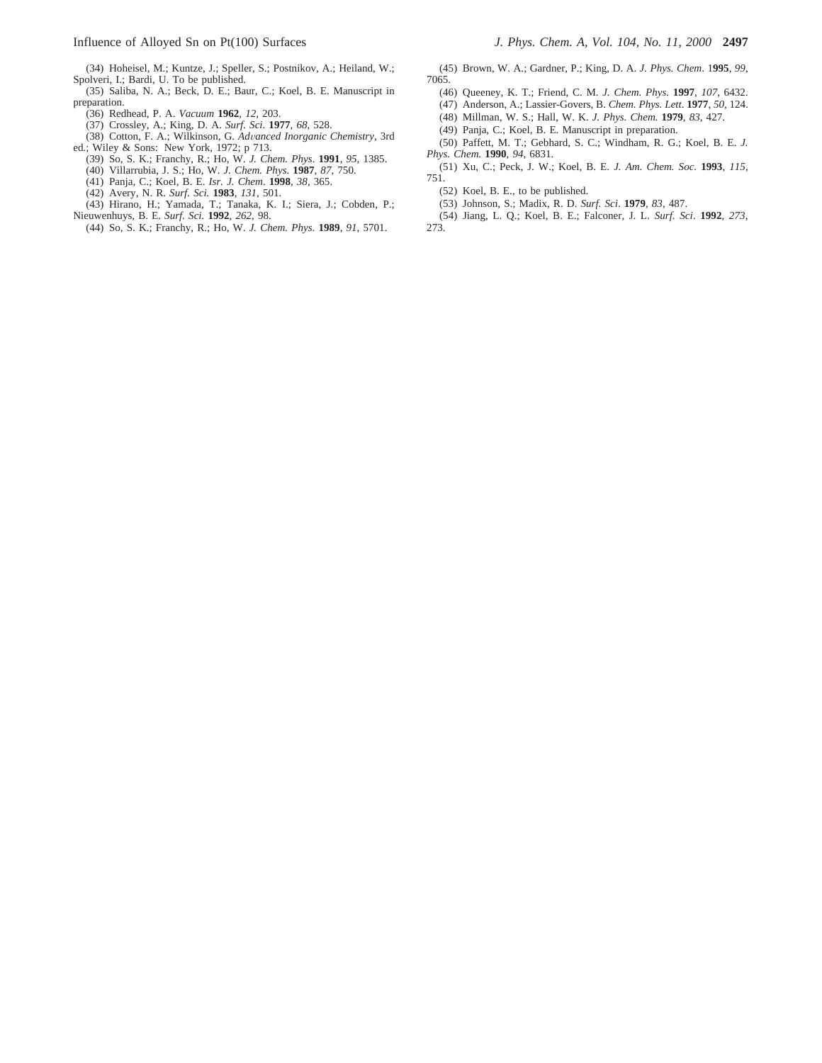(34) Hoheisel, M.; Kuntze, J.; Speller, S.; Postnikov, A.; Heiland, W.; Spolveri, I.; Bardi, U. To be published.

(35) Saliba, N. A.; Beck, D. E.; Baur, C.; Koel, B. E. Manuscript in preparation.

(36) Redhead, P. A. *Vacuum* **1962**, *12*, 203.

(37) Crossley, A.; King, D. A. *Surf. Sci*. **1977**, *68*, 528.

(38) Cotton, F. A.; Wilkinson, G. *Advanced Inorganic Chemistry*, 3rd ed.; Wiley & Sons: New York, 1972; p 713.

(39) So, S. K.; Franchy, R.; Ho, W. *J. Chem. Phys*. **1991**, *95*, 1385.

(40) Villarrubia, J. S.; Ho, W. *J. Chem. Phys.* **1987**, *87*, 750.

(41) Panja, C.; Koel, B. E. *Isr. J. Chem*. **1998**, *38*, 365.

(42) Avery, N. R. *Surf. Sci.* **1983**, *131*, 501.

(43) Hirano, H.; Yamada, T.; Tanaka, K. I.; Siera, J.; Cobden, P.; Nieuwenhuys, B. E. *Surf. Sci.* **1992**, *262*, 98.

(44) So, S. K.; Franchy, R.; Ho, W. *J. Chem. Phys.* **1989**, *91*, 5701.

(45) Brown, W. A.; Gardner, P.; King, D. A. *J. Phys. Chem*. 1**995**, *99*, 7065.

(46) Queeney, K. T.; Friend, C. M. *J. Chem. Phys.* **1997**, *107*, 6432.

(47) Anderson, A.; Lassier-Govers, B. *Chem. Phys. Lett*. **1977**, *50*, 124.

(48) Millman, W. S.; Hall, W. K. *J. Phys. Chem.* **1979**, *83*, 427.

(49) Panja, C.; Koel, B. E. Manuscript in preparation.

(50) Paffett, M. T.; Gebhard, S. C.; Windham, R. G.; Koel, B. E. *J. Phys. Chem.* **1990**, *94*, 6831.

(51) Xu, C.; Peck, J. W.; Koel, B. E. *J. Am. Chem. Soc.* **1993**, *115*, 751.

(52) Koel, B. E., to be published.

(53) Johnson, S.; Madix, R. D. *Surf. Sci*. **1979**, *83*, 487.

(54) Jiang, L. Q.; Koel, B. E.; Falconer, J. L. *Surf. Sci*. **1992**, *273*, 273.